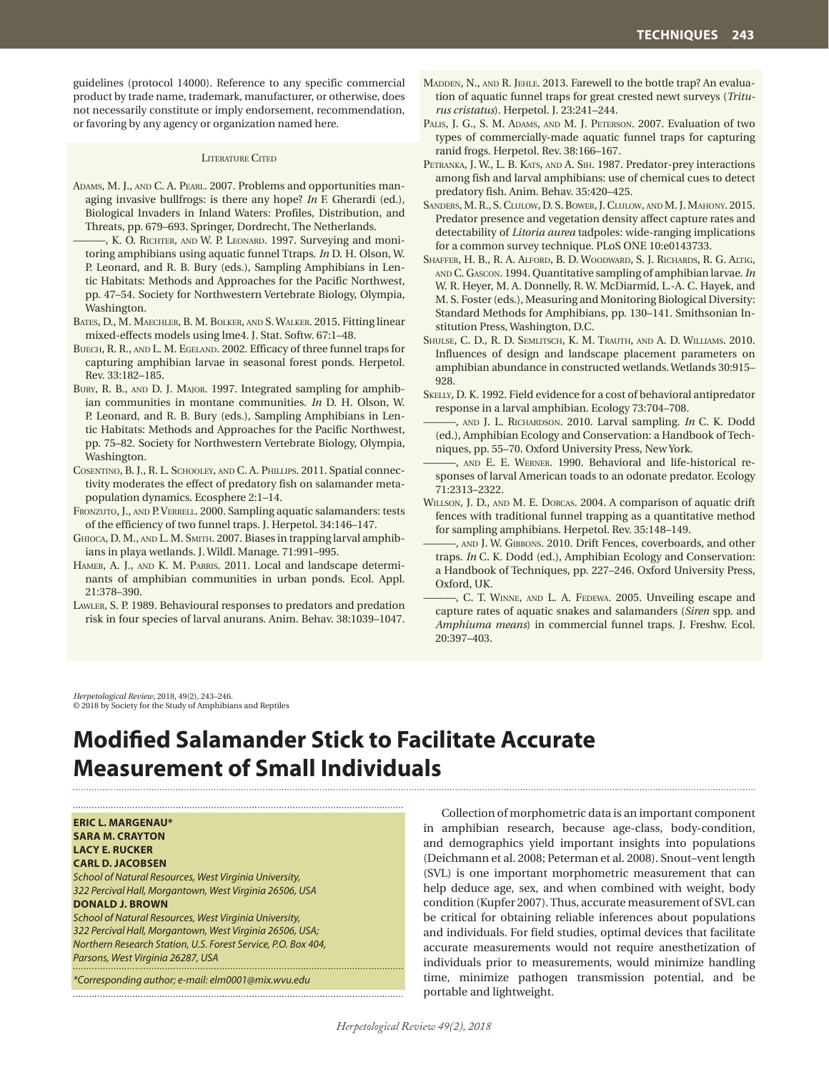guidelines (protocol 14000). Reference to any specific commercial product by trade name, trademark, manufacturer, or otherwise, does not necessarily constitute or imply endorsement, recommendation, or favoring by any agency or organization named here.

### Literature Cited

Adams, M. J., and C. A. Pearl. 2007. Problems and opportunities managing invasive bullfrogs: is there any hope? *In* F. Gherardi (ed.), Biological Invaders in Inland Waters: Profiles, Distribution, and Threats, pp. 679–693. Springer, Dordrecht, The Netherlands.

———, K. O. Richter, and W. P. Leonard. 1997. Surveying and monitoring amphibians using aquatic funnel Ttraps. *In* D. H. Olson, W. P. Leonard, and R. B. Bury (eds.), Sampling Amphibians in Lentic Habitats: Methods and Approaches for the Pacific Northwest, pp. 47–54. Society for Northwestern Vertebrate Biology, Olympia, Washington.

Bates, D., M. Maechler, B. M. Bolker, and S. Walker. 2015. Fitting linear mixed-effects models using lme4. J. Stat. Softw. 67:1–48.

Buech, R. R., and L. M. Egeland. 2002. Efficacy of three funnel traps for capturing amphibian larvae in seasonal forest ponds. Herpetol. Rev. 33:182–185.

Bury, R. B., and D. J. Major. 1997. Integrated sampling for amphibian communities in montane communities. *In* D. H. Olson, W. P. Leonard, and R. B. Bury (eds.), Sampling Amphibians in Lentic Habitats: Methods and Approaches for the Pacific Northwest, pp. 75–82. Society for Northwestern Vertebrate Biology, Olympia, Washington.

Cosentino, B. J., R. L. Schooley, and C. A. Phillips. 2011. Spatial connectivity moderates the effect of predatory fish on salamander metapopulation dynamics. Ecosphere 2:1–14.

Fronzuto, J., and P. Verrell. 2000. Sampling aquatic salamanders: tests of the efficiency of two funnel traps. J. Herpetol. 34:146–147.

Ghioca, D. M., and L. M. Smith. 2007. Biases in trapping larval amphibians in playa wetlands. J. Wildl. Manage. 71:991–995.

Hamer, A. J., and K. M. Parris. 2011. Local and landscape determinants of amphibian communities in urban ponds. Ecol. Appl. 21:378–390.

Lawler, S. P. 1989. Behavioural responses to predators and predation risk in four species of larval anurans. Anim. Behav. 38:1039–1047.

Madden, N., and R. Jehle. 2013. Farewell to the bottle trap? An evaluation of aquatic funnel traps for great crested newt surveys (*Triturus cristatus*). Herpetol. J. 23:241–244.

Palis, J. G., S. M. Adams, and M. J. Peterson. 2007. Evaluation of two types of commercially-made aquatic funnel traps for capturing ranid frogs. Herpetol. Rev. 38:166–167.

Petranka, J. W., L. B. Kats, and A. Sih. 1987. Predator-prey interactions among fish and larval amphibians: use of chemical cues to detect predatory fish. Anim. Behav. 35:420–425.

Sanders, M. R., S. Clulow, D. S. Bower, J. Clulow, and M. J. Mahony. 2015. Predator presence and vegetation density affect capture rates and detectability of *Litoria aurea* tadpoles: wide-ranging implications for a common survey technique. PLoS ONE 10:e0143733.

Shaffer, H. B., R. A. Alford, B. D. Woodward, S. J. Richards, R. G. Altig, and C. Gascon. 1994. Quantitative sampling of amphibian larvae. *In* W. R. Heyer, M. A. Donnelly, R. W. McDiarmid, L.-A. C. Hayek, and M. S. Foster (eds.), Measuring and Monitoring Biological Diversity: Standard Methods for Amphibians, pp. 130–141. Smithsonian Institution Press, Washington, D.C.

Shulse, C. D., R. D. Semlitsch, K. M. Trauth, and A. D. Williams. 2010. Influences of design and landscape placement parameters on amphibian abundance in constructed wetlands. Wetlands 30:915–928.

Skelly, D. K. 1992. Field evidence for a cost of behavioral antipredator response in a larval amphibian. Ecology 73:704–708.

———, and J. L. Richardson. 2010. Larval sampling. *In* C. K. Dodd (ed.), Amphibian Ecology and Conservation: a Handbook of Techniques, pp. 55–70. Oxford University Press, New York.

———, and E. E. Werner. 1990. Behavioral and life-historical responses of larval American toads to an odonate predator. Ecology 71:2313–2322.

Willson, J. D., and M. E. Dorcas. 2004. A comparison of aquatic drift fences with traditional funnel trapping as a quantitative method for sampling amphibians. Herpetol. Rev. 35:148–149.

———, and J. W. Gibbons. 2010. Drift Fences, coverboards, and other traps. *In* C. K. Dodd (ed.), Amphibian Ecology and Conservation: a Handbook of Techniques, pp. 227–246. Oxford University Press, Oxford, UK.

———, C. T. Winne, and L. A. Fedewa. 2005. Unveiling escape and capture rates of aquatic snakes and salamanders (*Siren* spp. and *Amphiuma means*) in commercial funnel traps. J. Freshw. Ecol. 20:397–403.

*Herpetological Review*, 2018, 49(2), 243–246.
© 2018 by Society for the Study of Amphibians and Reptiles

# Modified Salamander Stick to Facilitate Accurate Measurement of Small Individuals

**ERIC L. MARGENAU***
**SARA M. CRAYTON**
**LACY E. RUCKER**
**CARL D. JACOBSEN**
*School of Natural Resources, West Virginia University, 322 Percival Hall, Morgantown, West Virginia 26506, USA*
**DONALD J. BROWN**
*School of Natural Resources, West Virginia University, 322 Percival Hall, Morgantown, West Virginia 26506, USA; Northern Research Station, U.S. Forest Service, P.O. Box 404, Parsons, West Virginia 26287, USA*

**Corresponding author; e-mail: elm0001@mix.wvu.edu*

Collection of morphometric data is an important component in amphibian research, because age-class, body-condition, and demographics yield important insights into populations (Deichmann et al. 2008; Peterman et al. 2008). Snout–vent length (SVL) is one important morphometric measurement that can help deduce age, sex, and when combined with weight, body condition (Kupfer 2007). Thus, accurate measurement of SVL can be critical for obtaining reliable inferences about populations and individuals. For field studies, optimal devices that facilitate accurate measurements would not require anesthetization of individuals prior to measurements, would minimize handling time, minimize pathogen transmission potential, and be portable and lightweight.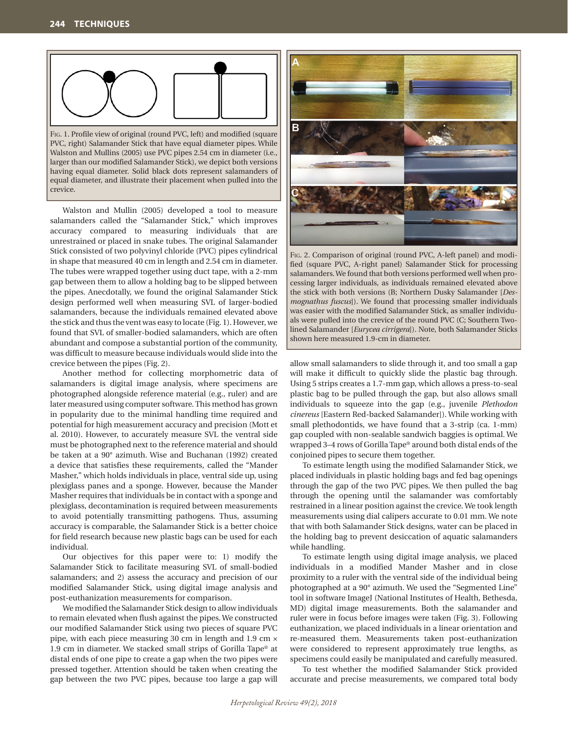Fig. 1. Profile view of original (round PVC, left) and modified (square PVC, right) Salamander Stick that have equal diameter pipes. While Walston and Mullins (2005) use PVC pipes 2.54 cm in diameter (i.e., larger than our modified Salamander Stick), we depict both versions having equal diameter. Solid black dots represent salamanders of equal diameter, and illustrate their placement when pulled into the crevice.

Walston and Mullin (2005) developed a tool to measure salamanders called the "Salamander Stick," which improves accuracy compared to measuring individuals that are unrestrained or placed in snake tubes. The original Salamander Stick consisted of two polyvinyl chloride (PVC) pipes cylindrical in shape that measured 40 cm in length and 2.54 cm in diameter. The tubes were wrapped together using duct tape, with a 2-mm gap between them to allow a holding bag to be slipped between the pipes. Anecdotally, we found the original Salamander Stick design performed well when measuring SVL of larger-bodied salamanders, because the individuals remained elevated above the stick and thus the vent was easy to locate (Fig. 1). However, we found that SVL of smaller-bodied salamanders, which are often abundant and compose a substantial portion of the community, was difficult to measure because individuals would slide into the crevice between the pipes (Fig. 2).

Another method for collecting morphometric data of salamanders is digital image analysis, where specimens are photographed alongside reference material (e.g., ruler) and are later measured using computer software. This method has grown in popularity due to the minimal handling time required and potential for high measurement accuracy and precision (Mott et al. 2010). However, to accurately measure SVL the ventral side must be photographed next to the reference material and should be taken at a 90° azimuth. Wise and Buchanan (1992) created a device that satisfies these requirements, called the "Mander Masher," which holds individuals in place, ventral side up, using plexiglass panes and a sponge. However, because the Mander Masher requires that individuals be in contact with a sponge and plexiglass, decontamination is required between measurements to avoid potentially transmitting pathogens. Thus, assuming accuracy is comparable, the Salamander Stick is a better choice for field research because new plastic bags can be used for each individual.

Our objectives for this paper were to: 1) modify the Salamander Stick to facilitate measuring SVL of small-bodied salamanders; and 2) assess the accuracy and precision of our modified Salamander Stick, using digital image analysis and post-euthanization measurements for comparison.

We modified the Salamander Stick design to allow individuals to remain elevated when flush against the pipes. We constructed our modified Salamander Stick using two pieces of square PVC pipe, with each piece measuring 30 cm in length and 1.9 cm × 1.9 cm in diameter. We stacked small strips of Gorilla Tape® at distal ends of one pipe to create a gap when the two pipes were pressed together. Attention should be taken when creating the gap between the two PVC pipes, because too large a gap will allow small salamanders to slide through it, and too small a gap will make it difficult to quickly slide the plastic bag through. Using 5 strips creates a 1.7-mm gap, which allows a press-to-seal plastic bag to be pulled through the gap, but also allows small individuals to squeeze into the gap (e.g., juvenile *Plethodon cinereus* [Eastern Red-backed Salamander]). While working with small plethodontids, we have found that a 3-strip (ca. 1-mm) gap coupled with non-sealable sandwich baggies is optimal. We wrapped 3–4 rows of Gorilla Tape® around both distal ends of the conjoined pipes to secure them together.

Fig. 2. Comparison of original (round PVC, A-left panel) and modified (square PVC, A-right panel) Salamander Stick for processing salamanders. We found that both versions performed well when processing larger individuals, as individuals remained elevated above the stick with both versions (B; Northern Dusky Salamander [*Desmognathus fuscus*]). We found that processing smaller individuals was easier with the modified Salamander Stick, as smaller individuals were pulled into the crevice of the round PVC (C; Southern Two-lined Salamander [*Eurycea cirrigera*]). Note, both Salamander Sticks shown here measured 1.9-cm in diameter.

To estimate length using the modified Salamander Stick, we placed individuals in plastic holding bags and fed bag openings through the gap of the two PVC pipes. We then pulled the bag through the opening until the salamander was comfortably restrained in a linear position against the crevice. We took length measurements using dial calipers accurate to 0.01 mm. We note that with both Salamander Stick designs, water can be placed in the holding bag to prevent desiccation of aquatic salamanders while handling.

To estimate length using digital image analysis, we placed individuals in a modified Mander Masher and in close proximity to a ruler with the ventral side of the individual being photographed at a 90° azimuth. We used the "Segmented Line" tool in software ImageJ (National Institutes of Health, Bethesda, MD) digital image measurements. Both the salamander and ruler were in focus before images were taken (Fig. 3). Following euthanization, we placed individuals in a linear orientation and re-measured them. Measurements taken post-euthanization were considered to represent approximately true lengths, as specimens could easily be manipulated and carefully measured.

To test whether the modified Salamander Stick provided accurate and precise measurements, we compared total body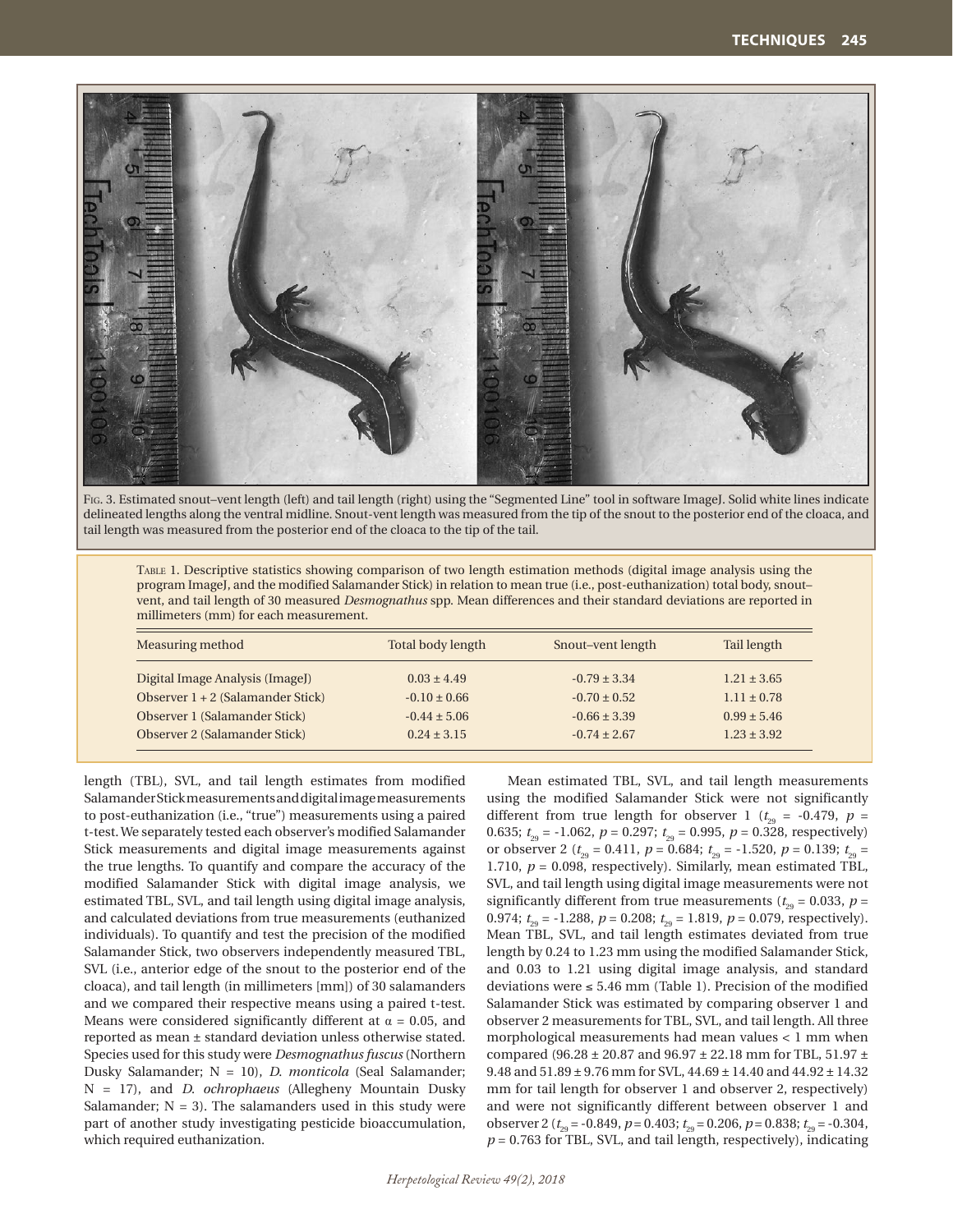Fig. 3. Estimated snout–vent length (left) and tail length (right) using the "Segmented Line" tool in software ImageJ. Solid white lines indicate delineated lengths along the ventral midline. Snout-vent length was measured from the tip of the snout to the posterior end of the cloaca, and tail length was measured from the posterior end of the cloaca to the tip of the tail.

Table 1. Descriptive statistics showing comparison of two length estimation methods (digital image analysis using the program ImageJ, and the modified Salamander Stick) in relation to mean true (i.e., post-euthanization) total body, snout–vent, and tail length of 30 measured *Desmognathus* spp. Mean differences and their standard deviations are reported in millimeters (mm) for each measurement.

| Measuring method | Total body length | Snout–vent length | Tail length |
|---|---|---|---|
| Digital Image Analysis (ImageJ) | 0.03 ± 4.49 | -0.79 ± 3.34 | 1.21 ± 3.65 |
| Observer 1 + 2 (Salamander Stick) | -0.10 ± 0.66 | -0.70 ± 0.52 | 1.11 ± 0.78 |
| Observer 1 (Salamander Stick) | -0.44 ± 5.06 | -0.66 ± 3.39 | 0.99 ± 5.46 |
| Observer 2 (Salamander Stick) | 0.24 ± 3.15 | -0.74 ± 2.67 | 1.23 ± 3.92 |

length (TBL), SVL, and tail length estimates from modified Salamander Stick measurements and digital image measurements to post-euthanization (i.e., "true") measurements using a paired t-test. We separately tested each observer's modified Salamander Stick measurements and digital image measurements against the true lengths. To quantify and compare the accuracy of the modified Salamander Stick with digital image analysis, we estimated TBL, SVL, and tail length using digital image analysis, and calculated deviations from true measurements (euthanized individuals). To quantify and test the precision of the modified Salamander Stick, two observers independently measured TBL, SVL (i.e., anterior edge of the snout to the posterior end of the cloaca), and tail length (in millimeters [mm]) of 30 salamanders and we compared their respective means using a paired t-test. Means were considered significantly different at $\alpha = 0.05$, and reported as mean ± standard deviation unless otherwise stated. Species used for this study were *Desmognathus fuscus* (Northern Dusky Salamander; N = 10), *D. monticola* (Seal Salamander; N = 17), and *D. ochrophaeus* (Allegheny Mountain Dusky Salamander; N = 3). The salamanders used in this study were part of another study investigating pesticide bioaccumulation, which required euthanization.

Mean estimated TBL, SVL, and tail length measurements using the modified Salamander Stick were not significantly different from true length for observer 1 ($t_{29} = -0.479$, $p = 0.635$; $t_{29} = -1.062$, $p = 0.297$; $t_{29} = 0.995$, $p = 0.328$, respectively) or observer 2 ($t_{29} = 0.411$, $p = 0.684$; $t_{29} = -1.520$, $p = 0.139$; $t_{29} = 1.710$, $p = 0.098$, respectively). Similarly, mean estimated TBL, SVL, and tail length using digital image measurements were not significantly different from true measurements ($t_{29} = 0.033$, $p = 0.974$; $t_{29} = -1.288$, $p = 0.208$; $t_{29} = 1.819$, $p = 0.079$, respectively). Mean TBL, SVL, and tail length estimates deviated from true length by 0.24 to 1.23 mm using the modified Salamander Stick, and 0.03 to 1.21 using digital image analysis, and standard deviations were ≤ 5.46 mm (Table 1). Precision of the modified Salamander Stick was estimated by comparing observer 1 and observer 2 measurements for TBL, SVL, and tail length. All three morphological measurements had mean values < 1 mm when compared (96.28 ± 20.87 and 96.97 ± 22.18 mm for TBL, 51.97 ± 9.48 and 51.89 ± 9.76 mm for SVL, 44.69 ± 14.40 and 44.92 ± 14.32 mm for tail length for observer 1 and observer 2, respectively) and were not significantly different between observer 1 and observer 2 ($t_{29} = -0.849$, $p = 0.403$; $t_{29} = 0.206$, $p = 0.838$; $t_{29} = -0.304$, $p = 0.763$ for TBL, SVL, and tail length, respectively), indicating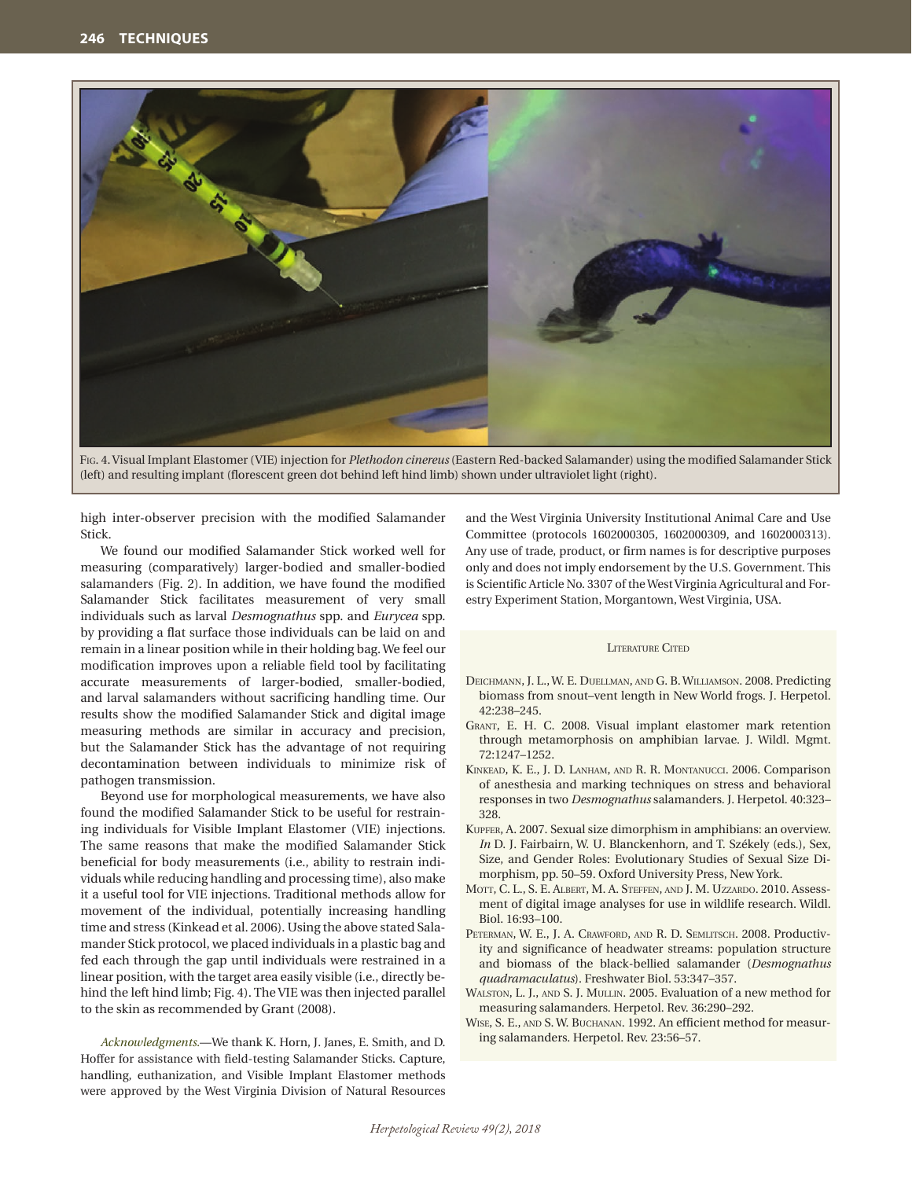Fig. 4. Visual Implant Elastomer (VIE) injection for *Plethodon cinereus* (Eastern Red-backed Salamander) using the modified Salamander Stick (left) and resulting implant (florescent green dot behind left hind limb) shown under ultraviolet light (right).

high inter-observer precision with the modified Salamander Stick.

We found our modified Salamander Stick worked well for measuring (comparatively) larger-bodied and smaller-bodied salamanders (Fig. 2). In addition, we have found the modified Salamander Stick facilitates measurement of very small individuals such as larval *Desmognathus* spp. and *Eurycea* spp. by providing a flat surface those individuals can be laid on and remain in a linear position while in their holding bag. We feel our modification improves upon a reliable field tool by facilitating accurate measurements of larger-bodied, smaller-bodied, and larval salamanders without sacrificing handling time. Our results show the modified Salamander Stick and digital image measuring methods are similar in accuracy and precision, but the Salamander Stick has the advantage of not requiring decontamination between individuals to minimize risk of pathogen transmission.

Beyond use for morphological measurements, we have also found the modified Salamander Stick to be useful for restraining individuals for Visible Implant Elastomer (VIE) injections. The same reasons that make the modified Salamander Stick beneficial for body measurements (i.e., ability to restrain individuals while reducing handling and processing time), also make it a useful tool for VIE injections. Traditional methods allow for movement of the individual, potentially increasing handling time and stress (Kinkead et al. 2006). Using the above stated Salamander Stick protocol, we placed individuals in a plastic bag and fed each through the gap until individuals were restrained in a linear position, with the target area easily visible (i.e., directly behind the left hind limb; Fig. 4). The VIE was then injected parallel to the skin as recommended by Grant (2008).

*Acknowledgments.*—We thank K. Horn, J. Janes, E. Smith, and D. Hoffer for assistance with field-testing Salamander Sticks. Capture, handling, euthanization, and Visible Implant Elastomer methods were approved by the West Virginia Division of Natural Resources and the West Virginia University Institutional Animal Care and Use Committee (protocols 1602000305, 1602000309, and 1602000313). Any use of trade, product, or firm names is for descriptive purposes only and does not imply endorsement by the U.S. Government. This is Scientific Article No. 3307 of the West Virginia Agricultural and Forestry Experiment Station, Morgantown, West Virginia, USA.

## Literature Cited

Deichmann, J. L., W. E. Duellman, and G. B. Williamson. 2008. Predicting biomass from snout–vent length in New World frogs. J. Herpetol. 42:238–245.

Grant, E. H. C. 2008. Visual implant elastomer mark retention through metamorphosis on amphibian larvae. J. Wildl. Mgmt. 72:1247–1252.

Kinkead, K. E., J. D. Lanham, and R. R. Montanucci. 2006. Comparison of anesthesia and marking techniques on stress and behavioral responses in two *Desmognathus* salamanders. J. Herpetol. 40:323–328.

Kupfer, A. 2007. Sexual size dimorphism in amphibians: an overview. *In* D. J. Fairbairn, W. U. Blanckenhorn, and T. Székely (eds.), Sex, Size, and Gender Roles: Evolutionary Studies of Sexual Size Dimorphism, pp. 50–59. Oxford University Press, New York.

Mott, C. L., S. E. Albert, M. A. Steffen, and J. M. Uzzardo. 2010. Assessment of digital image analyses for use in wildlife research. Wildl. Biol. 16:93–100.

Peterman, W. E., J. A. Crawford, and R. D. Semlitsch. 2008. Productivity and significance of headwater streams: population structure and biomass of the black-bellied salamander (*Desmognathus quadramaculatus*). Freshwater Biol. 53:347–357.

Walston, L. J., and S. J. Mullin. 2005. Evaluation of a new method for measuring salamanders. Herpetol. Rev. 36:290–292.

Wise, S. E., and S. W. Buchanan. 1992. An efficient method for measuring salamanders. Herpetol. Rev. 23:56–57.